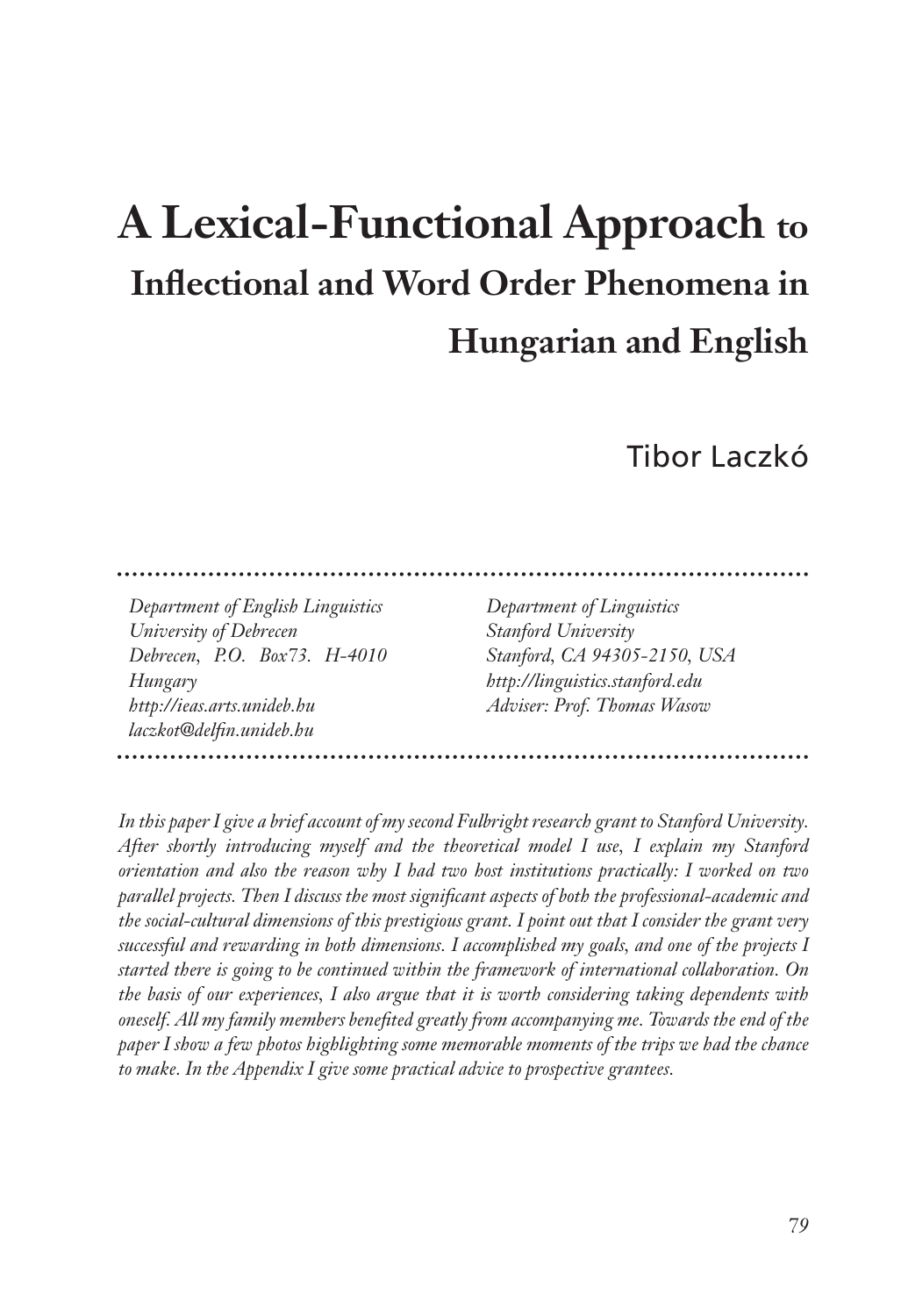# A Lexical-Functional Approach to Inflectional and Word Order Phenomena in Hungarian and English

Tibor Laczkó

*Department of English Linguistics*
*University of Debrecen*
*Debrecen, P.O. Box73. H-4010*
*Hungary*
*http://ieas.arts.unideb.hu*
*laczkot@delfin.unideb.hu*

*Department of Linguistics*
*Stanford University*
*Stanford, CA 94305-2150, USA*
*http://linguistics.stanford.edu*
*Adviser: Prof. Thomas Wasow*

*In this paper I give a brief account of my second Fulbright research grant to Stanford University. After shortly introducing myself and the theoretical model I use, I explain my Stanford orientation and also the reason why I had two host institutions practically: I worked on two parallel projects. Then I discuss the most significant aspects of both the professional-academic and the social-cultural dimensions of this prestigious grant. I point out that I consider the grant very successful and rewarding in both dimensions. I accomplished my goals, and one of the projects I started there is going to be continued within the framework of international collaboration. On the basis of our experiences, I also argue that it is worth considering taking dependents with oneself. All my family members benefited greatly from accompanying me. Towards the end of the paper I show a few photos highlighting some memorable moments of the trips we had the chance to make. In the Appendix I give some practical advice to prospective grantees.*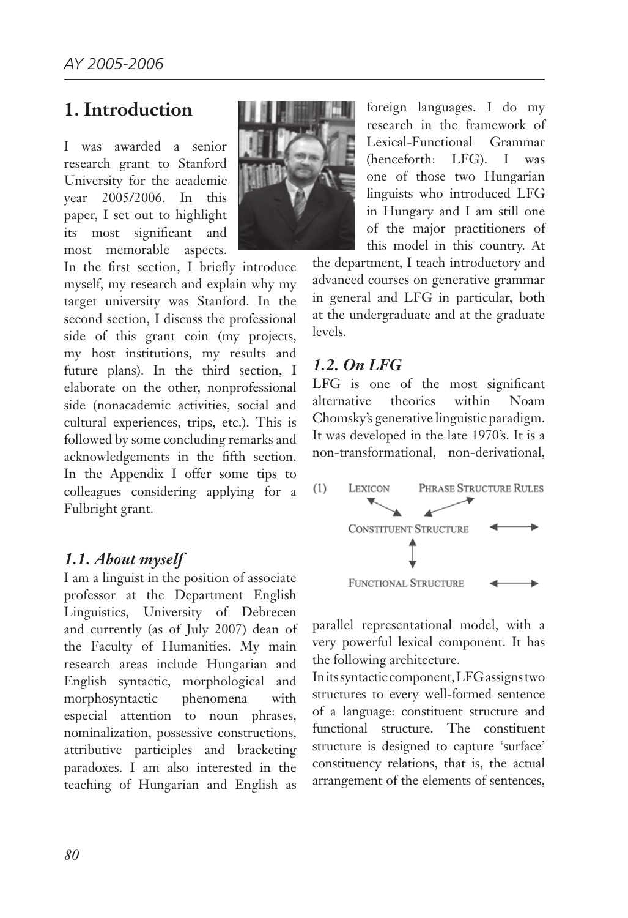## 1. Introduction

I was awarded a senior research grant to Stanford University for the academic year 2005/2006. In this paper, I set out to highlight its most significant and most memorable aspects. In the first section, I briefly introduce myself, my research and explain why my target university was Stanford. In the second section, I discuss the professional side of this grant coin (my projects, my host institutions, my results and future plans). In the third section, I elaborate on the other, nonprofessional side (nonacademic activities, social and cultural experiences, trips, etc.). This is followed by some concluding remarks and acknowledgements in the fifth section. In the Appendix I offer some tips to colleagues considering applying for a Fulbright grant.

### *1.1. About myself*

I am a linguist in the position of associate professor at the Department English Linguistics, University of Debrecen and currently (as of July 2007) dean of the Faculty of Humanities. My main research areas include Hungarian and English syntactic, morphological and morphosyntactic phenomena with especial attention to noun phrases, nominalization, possessive constructions, attributive participles and bracketing paradoxes. I am also interested in the teaching of Hungarian and English as foreign languages. I do my research in the framework of Lexical-Functional Grammar (henceforth: LFG). I was one of those two Hungarian linguists who introduced LFG in Hungary and I am still one of the major practitioners of this model in this country. At the department, I teach introductory and advanced courses on generative grammar in general and LFG in particular, both at the undergraduate and at the graduate levels.

### *1.2. On LFG*

LFG is one of the most significant alternative theories within Noam Chomsky's generative linguistic paradigm. It was developed in the late 1970's. It is a non-transformational, non-derivational, parallel representational model, with a very powerful lexical component. It has the following architecture.

(1)

```
LEXICON            PHRASE STRUCTURE RULES
        ↖↘        ↙↗
     CONSTITUENT STRUCTURE          ←——→
              ↕
     FUNCTIONAL STRUCTURE           ←——→
```

In its syntactic component, LFG assigns two structures to every well-formed sentence of a language: constituent structure and functional structure. The constituent structure is designed to capture 'surface' constituency relations, that is, the actual arrangement of the elements of sentences,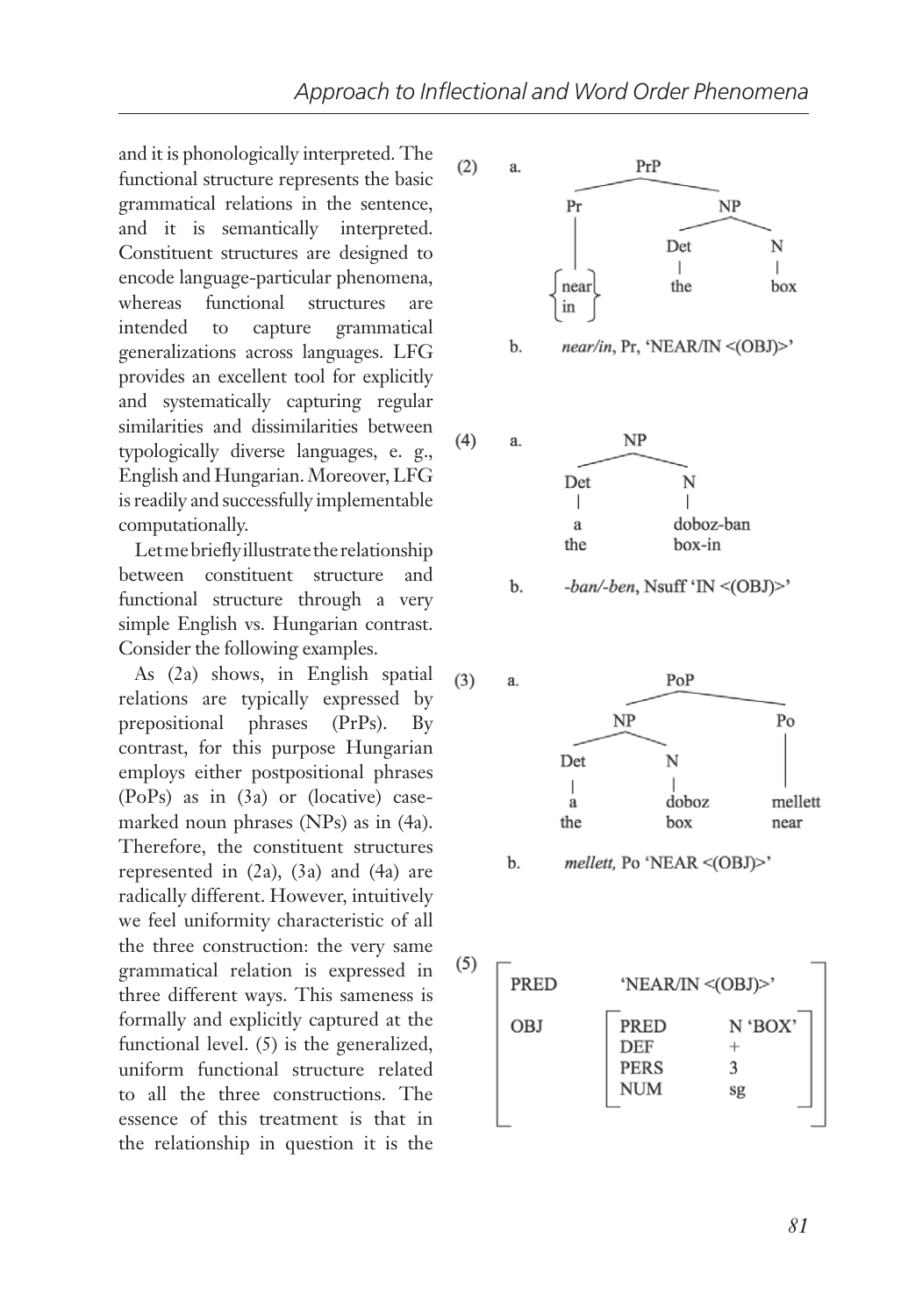and it is phonologically interpreted. The functional structure represents the basic grammatical relations in the sentence, and it is semantically interpreted. Constituent structures are designed to encode language-particular phenomena, whereas functional structures are intended to capture grammatical generalizations across languages. LFG provides an excellent tool for explicitly and systematically capturing regular similarities and dissimilarities between typologically diverse languages, e. g., English and Hungarian. Moreover, LFG is readily and successfully implementable computationally.

Let me briefly illustrate the relationship between constituent structure and functional structure through a very simple English vs. Hungarian contrast. Consider the following examples.

As (2a) shows, in English spatial relations are typically expressed by prepositional phrases (PrPs). By contrast, for this purpose Hungarian employs either postpositional phrases (PoPs) as in (3a) or (locative) case-marked noun phrases (NPs) as in (4a). Therefore, the constituent structures represented in (2a), (3a) and (4a) are radically different. However, intuitively we feel uniformity characteristic of all the three construction: the very same grammatical relation is expressed in three different ways. This sameness is formally and explicitly captured at the functional level. (5) is the generalized, uniform functional structure related to all the three constructions. The essence of this treatment is that in the relationship in question it is the

(2) a.

```
          PrP
        /     \
      Pr       NP
      |       /   \
  {near}    Det    N
  {in  }     |     |
            the   box
```

b. *near/in*, Pr, 'NEAR/IN <(OBJ)>'

(4) a.

```
        NP
      /    \
    Det     N
     |      |
     a    doboz-ban
    the   box-in
```

b. *-ban/-ben*, Nsuff 'IN <(OBJ)>'

(3) a.

```
             PoP
           /     \
         NP       Po
       /    \      |
     Det     N     |
      |      |     |
      a    doboz  mellett
     the   box    near
```

b. *mellett*, Po 'NEAR <(OBJ)>'

(5)

```
[ PRED   'NEAR/IN <(OBJ)>'          ]
[                                    ]
[ OBJ    [ PRED   N 'BOX' ]          ]
[        [ DEF    +       ]          ]
[        [ PERS   3       ]          ]
[        [ NUM    sg      ]          ]
```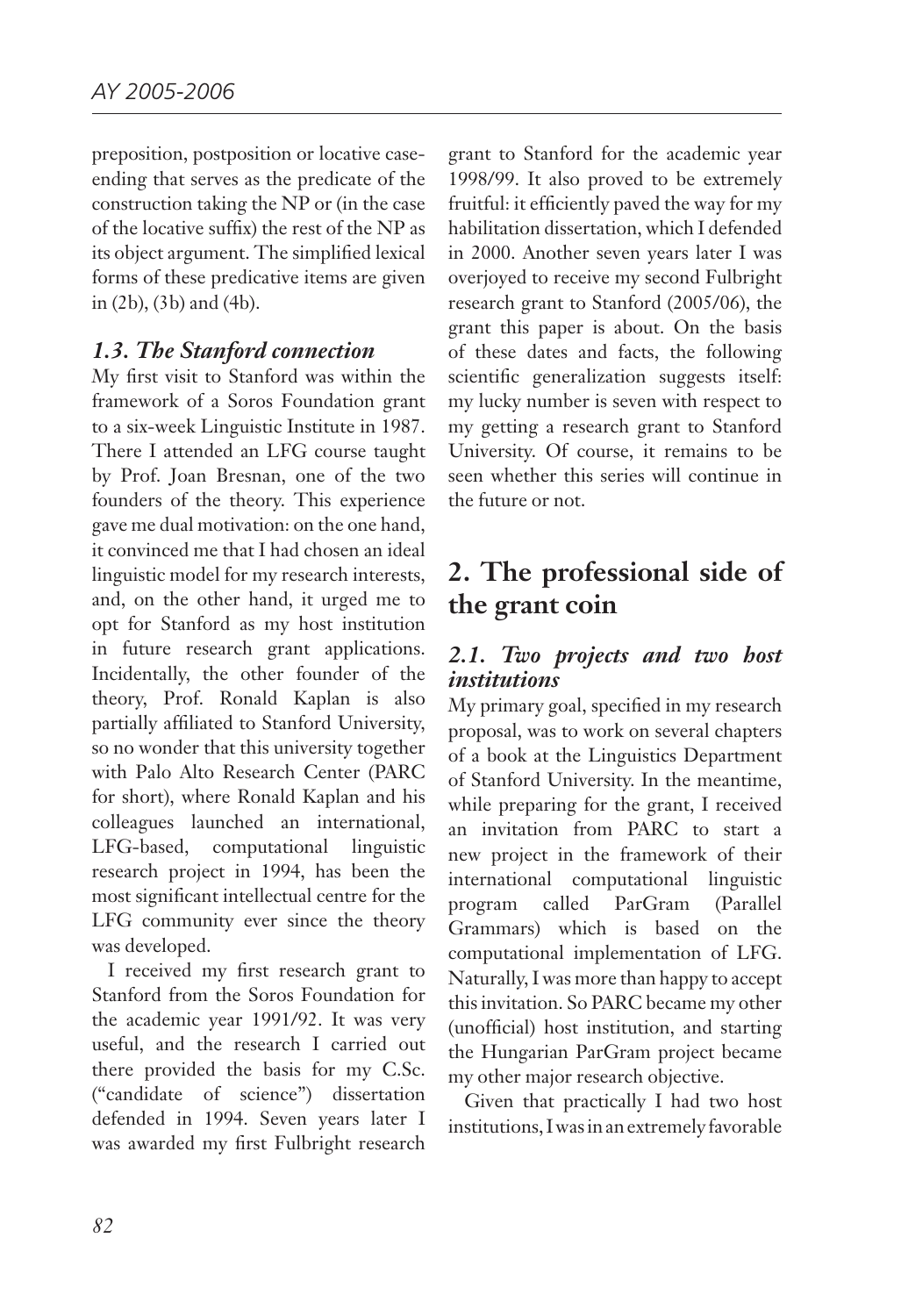preposition, postposition or locative case-ending that serves as the predicate of the construction taking the NP or (in the case of the locative suffix) the rest of the NP as its object argument. The simplified lexical forms of these predicative items are given in (2b), (3b) and (4b).

### *1.3. The Stanford connection*

My first visit to Stanford was within the framework of a Soros Foundation grant to a six-week Linguistic Institute in 1987. There I attended an LFG course taught by Prof. Joan Bresnan, one of the two founders of the theory. This experience gave me dual motivation: on the one hand, it convinced me that I had chosen an ideal linguistic model for my research interests, and, on the other hand, it urged me to opt for Stanford as my host institution in future research grant applications. Incidentally, the other founder of the theory, Prof. Ronald Kaplan is also partially affiliated to Stanford University, so no wonder that this university together with Palo Alto Research Center (PARC for short), where Ronald Kaplan and his colleagues launched an international, LFG-based, computational linguistic research project in 1994, has been the most significant intellectual centre for the LFG community ever since the theory was developed.

I received my first research grant to Stanford from the Soros Foundation for the academic year 1991/92. It was very useful, and the research I carried out there provided the basis for my C.Sc. ("candidate of science") dissertation defended in 1994. Seven years later I was awarded my first Fulbright research grant to Stanford for the academic year 1998/99. It also proved to be extremely fruitful: it efficiently paved the way for my habilitation dissertation, which I defended in 2000. Another seven years later I was overjoyed to receive my second Fulbright research grant to Stanford (2005/06), the grant this paper is about. On the basis of these dates and facts, the following scientific generalization suggests itself: my lucky number is seven with respect to my getting a research grant to Stanford University. Of course, it remains to be seen whether this series will continue in the future or not.

## 2. The professional side of the grant coin

### *2.1. Two projects and two host institutions*

My primary goal, specified in my research proposal, was to work on several chapters of a book at the Linguistics Department of Stanford University. In the meantime, while preparing for the grant, I received an invitation from PARC to start a new project in the framework of their international computational linguistic program called ParGram (Parallel Grammars) which is based on the computational implementation of LFG. Naturally, I was more than happy to accept this invitation. So PARC became my other (unofficial) host institution, and starting the Hungarian ParGram project became my other major research objective.

Given that practically I had two host institutions, I was in an extremely favorable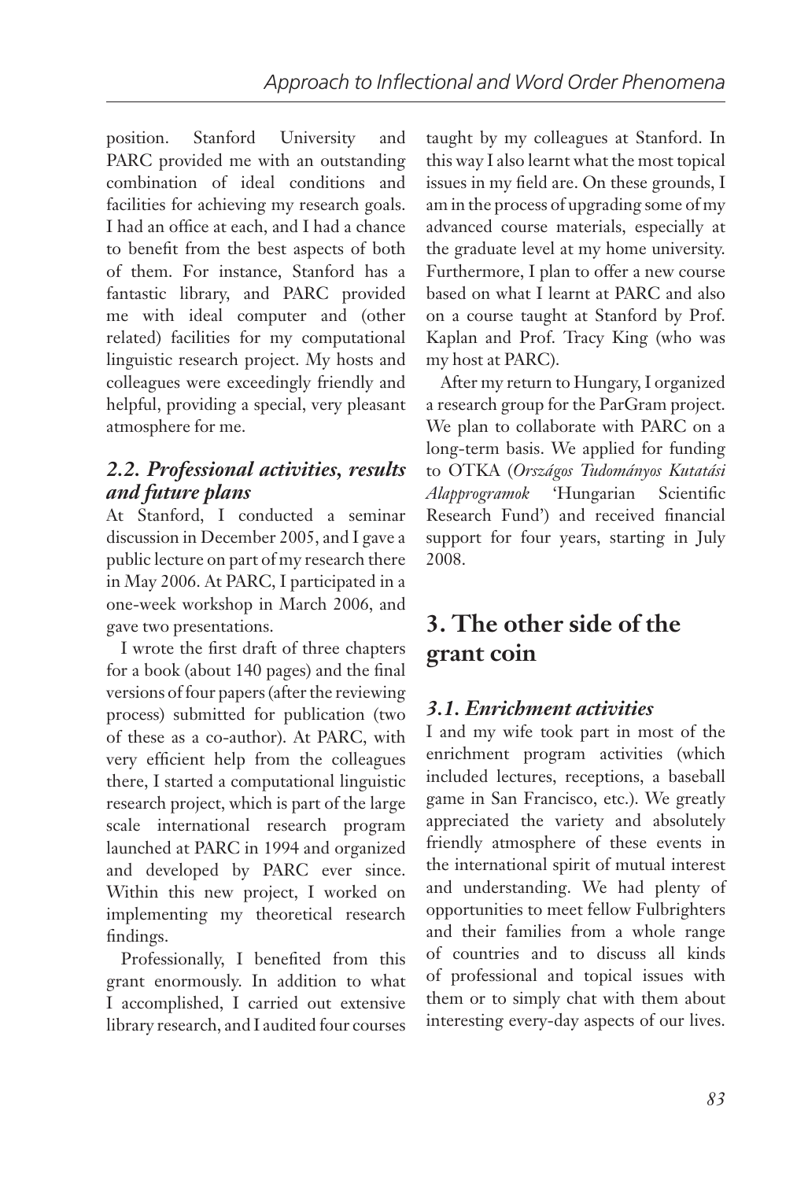position. Stanford University and PARC provided me with an outstanding combination of ideal conditions and facilities for achieving my research goals. I had an office at each, and I had a chance to benefit from the best aspects of both of them. For instance, Stanford has a fantastic library, and PARC provided me with ideal computer and (other related) facilities for my computational linguistic research project. My hosts and colleagues were exceedingly friendly and helpful, providing a special, very pleasant atmosphere for me.

### *2.2. Professional activities, results and future plans*

At Stanford, I conducted a seminar discussion in December 2005, and I gave a public lecture on part of my research there in May 2006. At PARC, I participated in a one-week workshop in March 2006, and gave two presentations.

I wrote the first draft of three chapters for a book (about 140 pages) and the final versions of four papers (after the reviewing process) submitted for publication (two of these as a co-author). At PARC, with very efficient help from the colleagues there, I started a computational linguistic research project, which is part of the large scale international research program launched at PARC in 1994 and organized and developed by PARC ever since. Within this new project, I worked on implementing my theoretical research findings.

Professionally, I benefited from this grant enormously. In addition to what I accomplished, I carried out extensive library research, and I audited four courses taught by my colleagues at Stanford. In this way I also learnt what the most topical issues in my field are. On these grounds, I am in the process of upgrading some of my advanced course materials, especially at the graduate level at my home university. Furthermore, I plan to offer a new course based on what I learnt at PARC and also on a course taught at Stanford by Prof. Kaplan and Prof. Tracy King (who was my host at PARC).

After my return to Hungary, I organized a research group for the ParGram project. We plan to collaborate with PARC on a long-term basis. We applied for funding to OTKA (*Országos Tudományos Kutatási Alapprogramok* 'Hungarian Scientific Research Fund') and received financial support for four years, starting in July 2008.

## 3. The other side of the grant coin

### *3.1. Enrichment activities*

I and my wife took part in most of the enrichment program activities (which included lectures, receptions, a baseball game in San Francisco, etc.). We greatly appreciated the variety and absolutely friendly atmosphere of these events in the international spirit of mutual interest and understanding. We had plenty of opportunities to meet fellow Fulbrighters and their families from a whole range of countries and to discuss all kinds of professional and topical issues with them or to simply chat with them about interesting every-day aspects of our lives.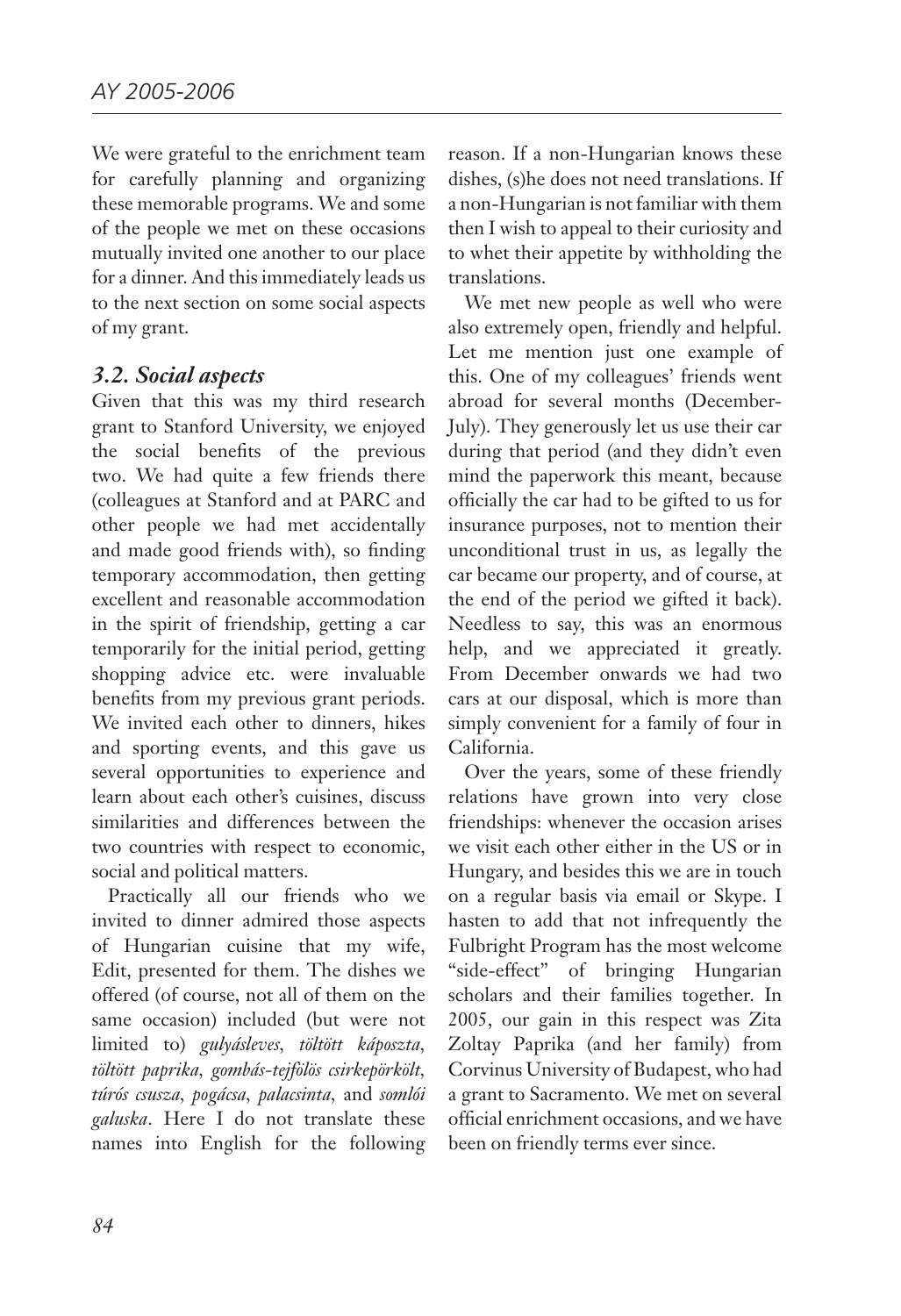We were grateful to the enrichment team for carefully planning and organizing these memorable programs. We and some of the people we met on these occasions mutually invited one another to our place for a dinner. And this immediately leads us to the next section on some social aspects of my grant.

### *3.2. Social aspects*

Given that this was my third research grant to Stanford University, we enjoyed the social benefits of the previous two. We had quite a few friends there (colleagues at Stanford and at PARC and other people we had met accidentally and made good friends with), so finding temporary accommodation, then getting excellent and reasonable accommodation in the spirit of friendship, getting a car temporarily for the initial period, getting shopping advice etc. were invaluable benefits from my previous grant periods. We invited each other to dinners, hikes and sporting events, and this gave us several opportunities to experience and learn about each other's cuisines, discuss similarities and differences between the two countries with respect to economic, social and political matters.

Practically all our friends who we invited to dinner admired those aspects of Hungarian cuisine that my wife, Edit, presented for them. The dishes we offered (of course, not all of them on the same occasion) included (but were not limited to) *gulyásleves*, *töltött káposzta*, *töltött paprika*, *gombás-tejfölös csirkepörkölt*, *túrós csusza*, *pogácsa*, *palacsinta*, and *somlói galuska*. Here I do not translate these names into English for the following reason. If a non-Hungarian knows these dishes, (s)he does not need translations. If a non-Hungarian is not familiar with them then I wish to appeal to their curiosity and to whet their appetite by withholding the translations.

We met new people as well who were also extremely open, friendly and helpful. Let me mention just one example of this. One of my colleagues' friends went abroad for several months (December-July). They generously let us use their car during that period (and they didn't even mind the paperwork this meant, because officially the car had to be gifted to us for insurance purposes, not to mention their unconditional trust in us, as legally the car became our property, and of course, at the end of the period we gifted it back). Needless to say, this was an enormous help, and we appreciated it greatly. From December onwards we had two cars at our disposal, which is more than simply convenient for a family of four in California.

Over the years, some of these friendly relations have grown into very close friendships: whenever the occasion arises we visit each other either in the US or in Hungary, and besides this we are in touch on a regular basis via email or Skype. I hasten to add that not infrequently the Fulbright Program has the most welcome "side-effect" of bringing Hungarian scholars and their families together. In 2005, our gain in this respect was Zita Zoltay Paprika (and her family) from Corvinus University of Budapest, who had a grant to Sacramento. We met on several official enrichment occasions, and we have been on friendly terms ever since.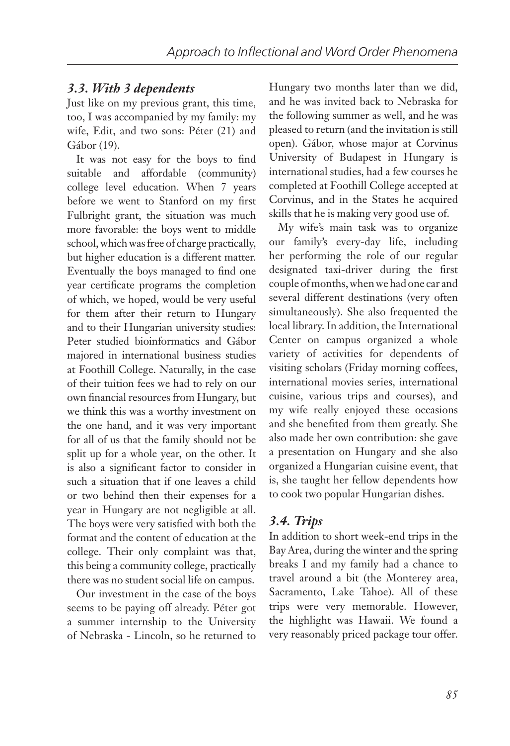### *3.3. With 3 dependents*

Just like on my previous grant, this time, too, I was accompanied by my family: my wife, Edit, and two sons: Péter (21) and Gábor (19).

It was not easy for the boys to find suitable and affordable (community) college level education. When 7 years before we went to Stanford on my first Fulbright grant, the situation was much more favorable: the boys went to middle school, which was free of charge practically, but higher education is a different matter. Eventually the boys managed to find one year certificate programs the completion of which, we hoped, would be very useful for them after their return to Hungary and to their Hungarian university studies: Peter studied bioinformatics and Gábor majored in international business studies at Foothill College. Naturally, in the case of their tuition fees we had to rely on our own financial resources from Hungary, but we think this was a worthy investment on the one hand, and it was very important for all of us that the family should not be split up for a whole year, on the other. It is also a significant factor to consider in such a situation that if one leaves a child or two behind then their expenses for a year in Hungary are not negligible at all. The boys were very satisfied with both the format and the content of education at the college. Their only complaint was that, this being a community college, practically there was no student social life on campus.

Our investment in the case of the boys seems to be paying off already. Péter got a summer internship to the University of Nebraska - Lincoln, so he returned to Hungary two months later than we did, and he was invited back to Nebraska for the following summer as well, and he was pleased to return (and the invitation is still open). Gábor, whose major at Corvinus University of Budapest in Hungary is international studies, had a few courses he completed at Foothill College accepted at Corvinus, and in the States he acquired skills that he is making very good use of.

My wife's main task was to organize our family's every-day life, including her performing the role of our regular designated taxi-driver during the first couple of months, when we had one car and several different destinations (very often simultaneously). She also frequented the local library. In addition, the International Center on campus organized a whole variety of activities for dependents of visiting scholars (Friday morning coffees, international movies series, international cuisine, various trips and courses), and my wife really enjoyed these occasions and she benefited from them greatly. She also made her own contribution: she gave a presentation on Hungary and she also organized a Hungarian cuisine event, that is, she taught her fellow dependents how to cook two popular Hungarian dishes.

### *3.4. Trips*

In addition to short week-end trips in the Bay Area, during the winter and the spring breaks I and my family had a chance to travel around a bit (the Monterey area, Sacramento, Lake Tahoe). All of these trips were very memorable. However, the highlight was Hawaii. We found a very reasonably priced package tour offer.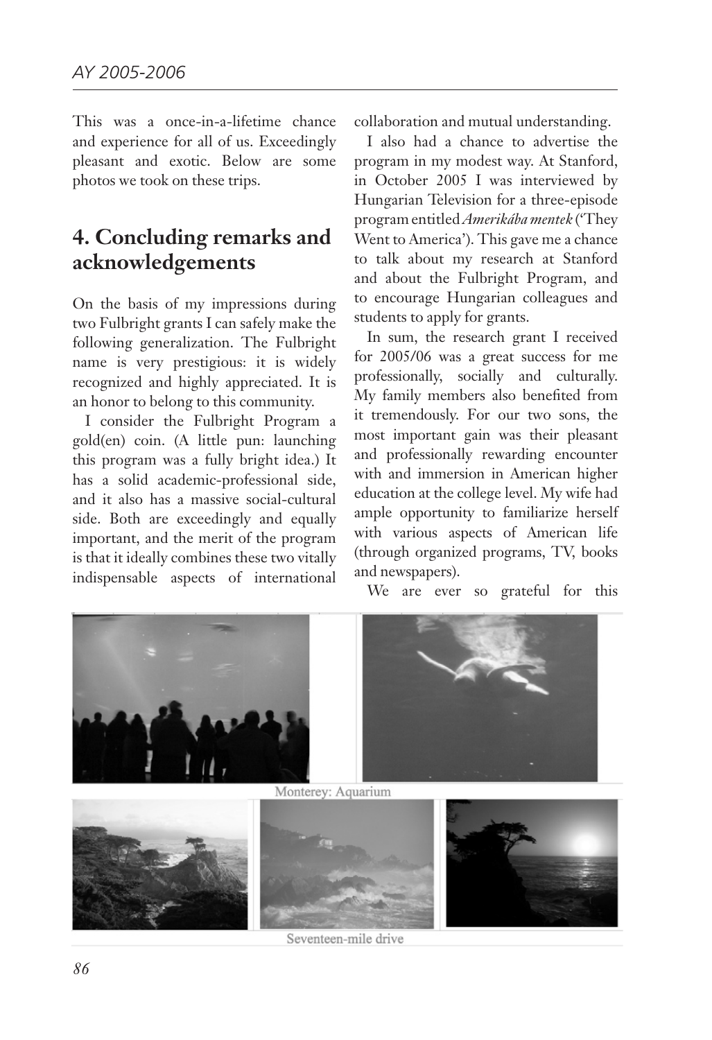This was a once-in-a-lifetime chance and experience for all of us. Exceedingly pleasant and exotic. Below are some photos we took on these trips.

## 4. Concluding remarks and acknowledgements

On the basis of my impressions during two Fulbright grants I can safely make the following generalization. The Fulbright name is very prestigious: it is widely recognized and highly appreciated. It is an honor to belong to this community.

I consider the Fulbright Program a gold(en) coin. (A little pun: launching this program was a fully bright idea.) It has a solid academic-professional side, and it also has a massive social-cultural side. Both are exceedingly and equally important, and the merit of the program is that it ideally combines these two vitally indispensable aspects of international collaboration and mutual understanding.

I also had a chance to advertise the program in my modest way. At Stanford, in October 2005 I was interviewed by Hungarian Television for a three-episode program entitled *Amerikába mentek* ('They Went to America'). This gave me a chance to talk about my research at Stanford and about the Fulbright Program, and to encourage Hungarian colleagues and students to apply for grants.

In sum, the research grant I received for 2005/06 was a great success for me professionally, socially and culturally. My family members also benefited from it tremendously. For our two sons, the most important gain was their pleasant and professionally rewarding encounter with and immersion in American higher education at the college level. My wife had ample opportunity to familiarize herself with various aspects of American life (through organized programs, TV, books and newspapers).

We are ever so grateful for this

Monterey: Aquarium

Seventeen-mile drive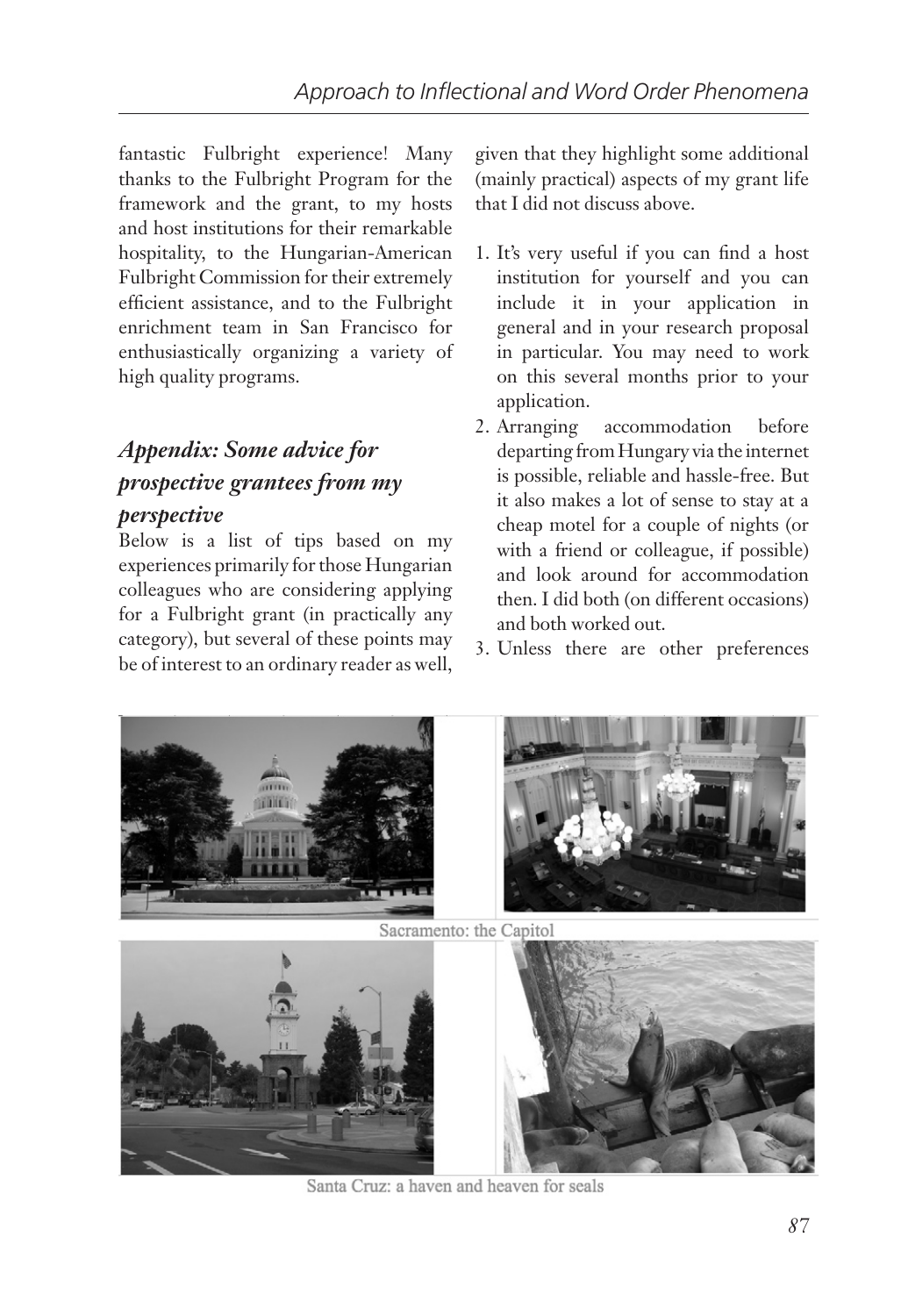fantastic Fulbright experience! Many thanks to the Fulbright Program for the framework and the grant, to my hosts and host institutions for their remarkable hospitality, to the Hungarian-American Fulbright Commission for their extremely efficient assistance, and to the Fulbright enrichment team in San Francisco for enthusiastically organizing a variety of high quality programs.

## *Appendix: Some advice for prospective grantees from my perspective*

Below is a list of tips based on my experiences primarily for those Hungarian colleagues who are considering applying for a Fulbright grant (in practically any category), but several of these points may be of interest to an ordinary reader as well, given that they highlight some additional (mainly practical) aspects of my grant life that I did not discuss above.

1. It's very useful if you can find a host institution for yourself and you can include it in your application in general and in your research proposal in particular. You may need to work on this several months prior to your application.
2. Arranging accommodation before departing from Hungary via the internet is possible, reliable and hassle-free. But it also makes a lot of sense to stay at a cheap motel for a couple of nights (or with a friend or colleague, if possible) and look around for accommodation then. I did both (on different occasions) and both worked out.
3. Unless there are other preferences

Sacramento: the Capitol

Santa Cruz: a haven and heaven for seals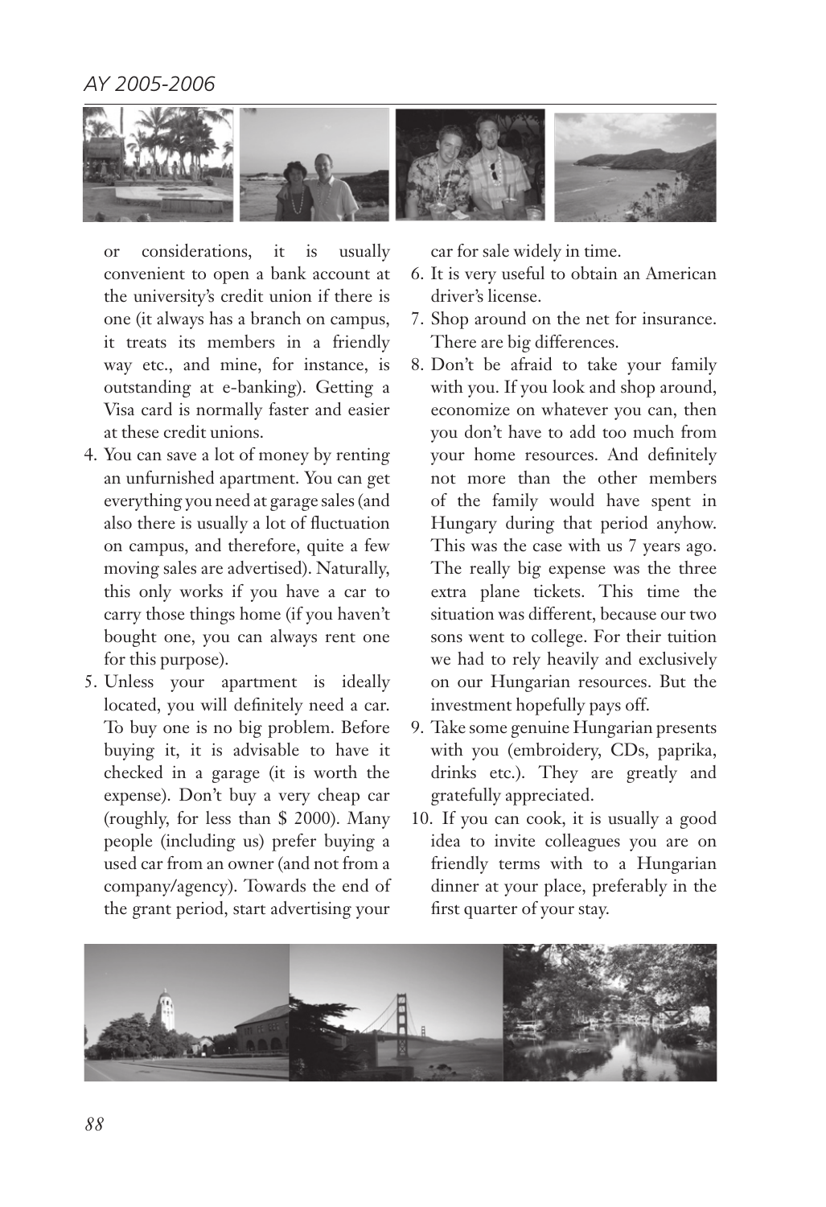or considerations, it is usually convenient to open a bank account at the university's credit union if there is one (it always has a branch on campus, it treats its members in a friendly way etc., and mine, for instance, is outstanding at e-banking). Getting a Visa card is normally faster and easier at these credit unions.

4. You can save a lot of money by renting an unfurnished apartment. You can get everything you need at garage sales (and also there is usually a lot of fluctuation on campus, and therefore, quite a few moving sales are advertised). Naturally, this only works if you have a car to carry those things home (if you haven't bought one, you can always rent one for this purpose).
5. Unless your apartment is ideally located, you will definitely need a car. To buy one is no big problem. Before buying it, it is advisable to have it checked in a garage (it is worth the expense). Don't buy a very cheap car (roughly, for less than $ 2000). Many people (including us) prefer buying a used car from an owner (and not from a company/agency). Towards the end of the grant period, start advertising your car for sale widely in time.
6. It is very useful to obtain an American driver's license.
7. Shop around on the net for insurance. There are big differences.
8. Don't be afraid to take your family with you. If you look and shop around, economize on whatever you can, then you don't have to add too much from your home resources. And definitely not more than the other members of the family would have spent in Hungary during that period anyhow. This was the case with us 7 years ago. The really big expense was the three extra plane tickets. This time the situation was different, because our two sons went to college. For their tuition we had to rely heavily and exclusively on our Hungarian resources. But the investment hopefully pays off.
9. Take some genuine Hungarian presents with you (embroidery, CDs, paprika, drinks etc.). They are greatly and gratefully appreciated.
10. If you can cook, it is usually a good idea to invite colleagues you are on friendly terms with to a Hungarian dinner at your place, preferably in the first quarter of your stay.